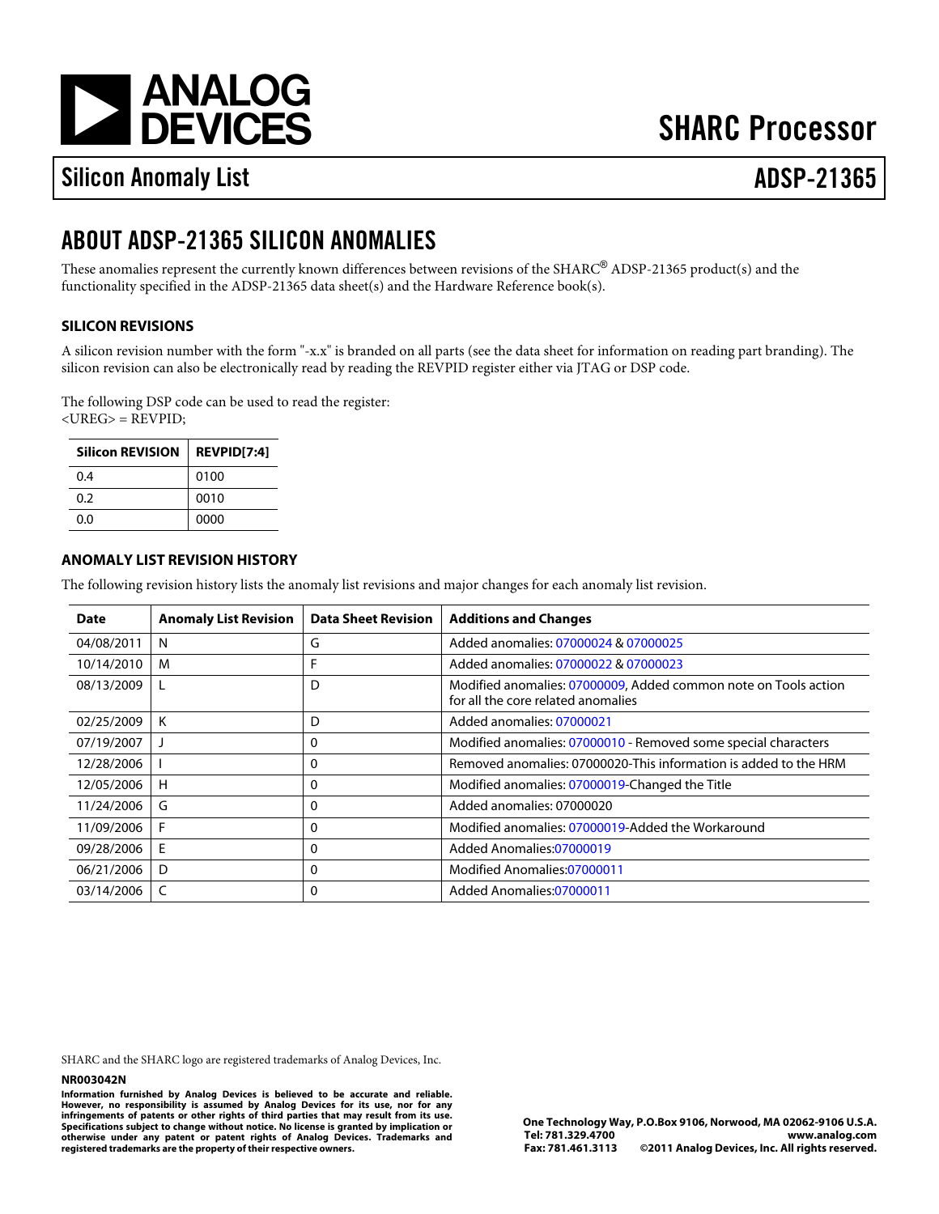# SHARC Processor

## Silicon Anomaly List — ADSP-21365

## ABOUT ADSP-21365 SILICON ANOMALIES

These anomalies represent the currently known differences between revisions of the SHARC® ADSP-21365 product(s) and the functionality specified in the ADSP-21365 data sheet(s) and the Hardware Reference book(s).

### SILICON REVISIONS

A silicon revision number with the form "-x.x" is branded on all parts (see the data sheet for information on reading part branding). The silicon revision can also be electronically read by reading the REVPID register either via JTAG or DSP code.

The following DSP code can be used to read the register:
<UREG> = REVPID;

| Silicon REVISION | REVPID[7:4] |
|---|---|
| 0.4 | 0100 |
| 0.2 | 0010 |
| 0.0 | 0000 |

### ANOMALY LIST REVISION HISTORY

The following revision history lists the anomaly list revisions and major changes for each anomaly list revision.

| Date | Anomaly List Revision | Data Sheet Revision | Additions and Changes |
|---|---|---|---|
| 04/08/2011 | N | G | Added anomalies: 07000024 & 07000025 |
| 10/14/2010 | M | F | Added anomalies: 07000022 & 07000023 |
| 08/13/2009 | L | D | Modified anomalies: 07000009, Added common note on Tools action for all the core related anomalies |
| 02/25/2009 | K | D | Added anomalies: 07000021 |
| 07/19/2007 | J | 0 | Modified anomalies: 07000010 - Removed some special characters |
| 12/28/2006 | I | 0 | Removed anomalies: 07000020-This information is added to the HRM |
| 12/05/2006 | H | 0 | Modified anomalies: 07000019-Changed the Title |
| 11/24/2006 | G | 0 | Added anomalies: 07000020 |
| 11/09/2006 | F | 0 | Modified anomalies: 07000019-Added the Workaround |
| 09/28/2006 | E | 0 | Added Anomalies:07000019 |
| 06/21/2006 | D | 0 | Modified Anomalies:07000011 |
| 03/14/2006 | C | 0 | Added Anomalies:07000011 |

SHARC and the SHARC logo are registered trademarks of Analog Devices, Inc.

**NR003042N**

**Information furnished by Analog Devices is believed to be accurate and reliable. However, no responsibility is assumed by Analog Devices for its use, nor for any infringements of patents or other rights of third parties that may result from its use. Specifications subject to change without notice. No license is granted by implication or otherwise under any patent or patent rights of Analog Devices. Trademarks and registered trademarks are the property of their respective owners.**

**One Technology Way, P.O.Box 9106, Norwood, MA 02062-9106 U.S.A.**
**Tel: 781.329.4700 www.analog.com**
**Fax: 781.461.3113 ©2011 Analog Devices, Inc. All rights reserved.**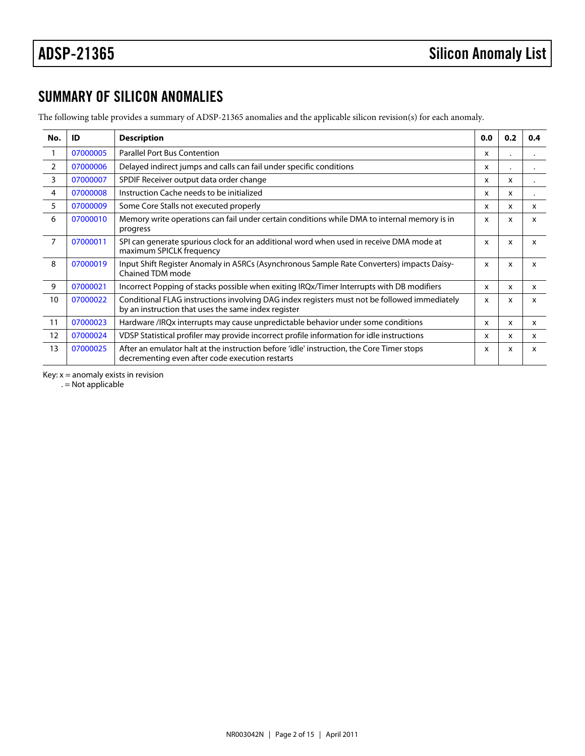## SUMMARY OF SILICON ANOMALIES

The following table provides a summary of ADSP-21365 anomalies and the applicable silicon revision(s) for each anomaly.

| No. | ID | Description | 0.0 | 0.2 | 0.4 |
|---|---|---|---|---|---|
| 1 | 07000005 | Parallel Port Bus Contention | x | . | . |
| 2 | 07000006 | Delayed indirect jumps and calls can fail under specific conditions | x | . | . |
| 3 | 07000007 | SPDIF Receiver output data order change | x | x | . |
| 4 | 07000008 | Instruction Cache needs to be initialized | x | x | . |
| 5 | 07000009 | Some Core Stalls not executed properly | x | x | x |
| 6 | 07000010 | Memory write operations can fail under certain conditions while DMA to internal memory is in progress | x | x | x |
| 7 | 07000011 | SPI can generate spurious clock for an additional word when used in receive DMA mode at maximum SPICLK frequency | x | x | x |
| 8 | 07000019 | Input Shift Register Anomaly in ASRCs (Asynchronous Sample Rate Converters) impacts Daisy-Chained TDM mode | x | x | x |
| 9 | 07000021 | Incorrect Popping of stacks possible when exiting IRQx/Timer Interrupts with DB modifiers | x | x | x |
| 10 | 07000022 | Conditional FLAG instructions involving DAG index registers must not be followed immediately by an instruction that uses the same index register | x | x | x |
| 11 | 07000023 | Hardware /IRQx interrupts may cause unpredictable behavior under some conditions | x | x | x |
| 12 | 07000024 | VDSP Statistical profiler may provide incorrect profile information for idle instructions | x | x | x |
| 13 | 07000025 | After an emulator halt at the instruction before 'idle' instruction, the Core Timer stops decrementing even after code execution restarts | x | x | x |

Key: x = anomaly exists in revision
. = Not applicable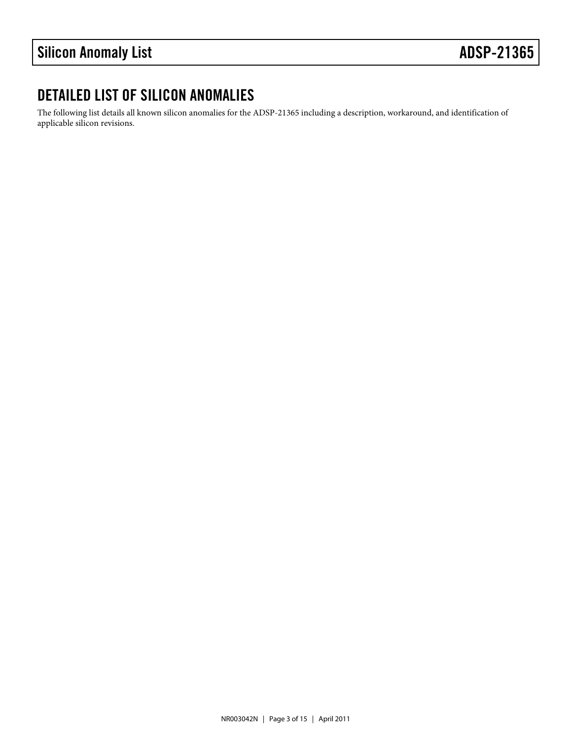## DETAILED LIST OF SILICON ANOMALIES

The following list details all known silicon anomalies for the ADSP-21365 including a description, workaround, and identification of applicable silicon revisions.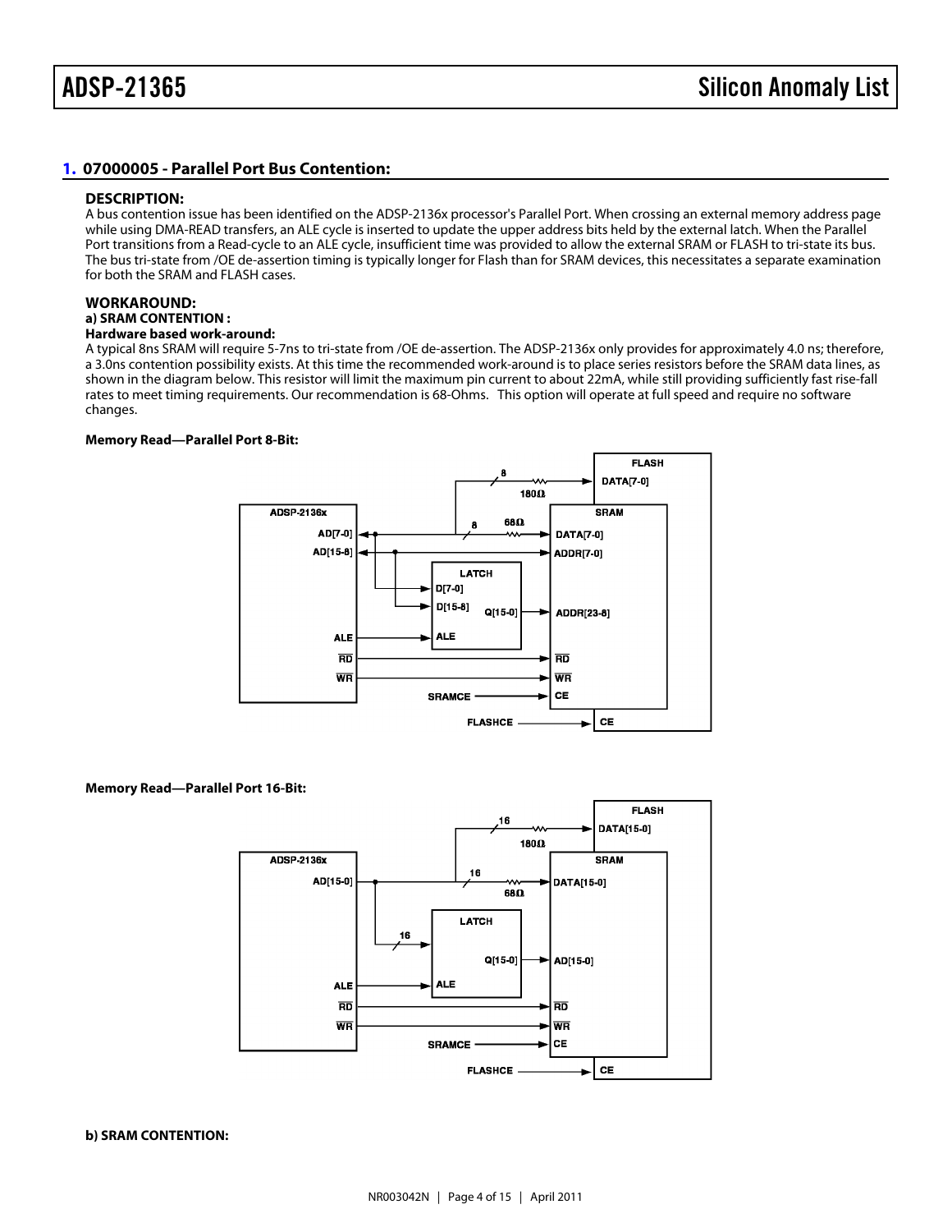## 1. 07000005 - Parallel Port Bus Contention:

### DESCRIPTION:

A bus contention issue has been identified on the ADSP-2136x processor's Parallel Port. When crossing an external memory address page while using DMA-READ transfers, an ALE cycle is inserted to update the upper address bits held by the external latch. When the Parallel Port transitions from a Read-cycle to an ALE cycle, insufficient time was provided to allow the external SRAM or FLASH to tri-state its bus. The bus tri-state from /OE de-assertion timing is typically longer for Flash than for SRAM devices, this necessitates a separate examination for both the SRAM and FLASH cases.

### WORKAROUND:

**a) SRAM CONTENTION :**

**Hardware based work-around:**

A typical 8ns SRAM will require 5-7ns to tri-state from /OE de-assertion. The ADSP-2136x only provides for approximately 4.0 ns; therefore, a 3.0ns contention possibility exists. At this time the recommended work-around is to place series resistors before the SRAM data lines, as shown in the diagram below. This resistor will limit the maximum pin current to about 22mA, while still providing sufficiently fast rise-fall rates to meet timing requirements. Our recommendation is 68-Ohms. This option will operate at full speed and require no software changes.

**Memory Read—Parallel Port 8-Bit:**

**Memory Read—Parallel Port 16-Bit:**

**b) SRAM CONTENTION:**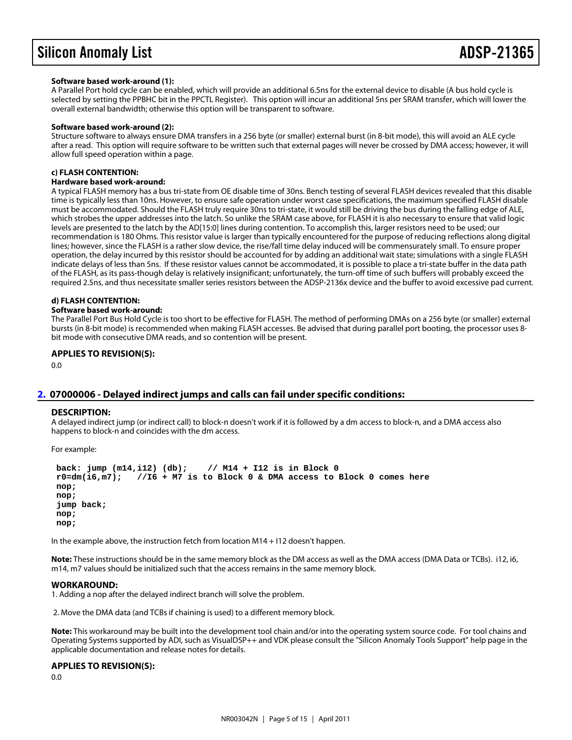**Software based work-around (1):**
A Parallel Port hold cycle can be enabled, which will provide an additional 6.5ns for the external device to disable (A bus hold cycle is selected by setting the PPBHC bit in the PPCTL Register). This option will incur an additional 5ns per SRAM transfer, which will lower the overall external bandwidth; otherwise this option will be transparent to software.

**Software based work-around (2):**
Structure software to always ensure DMA transfers in a 256 byte (or smaller) external burst (in 8-bit mode), this will avoid an ALE cycle after a read. This option will require software to be written such that external pages will never be crossed by DMA access; however, it will allow full speed operation within a page.

**c) FLASH CONTENTION:**
**Hardware based work-around:**
A typical FLASH memory has a bus tri-state from OE disable time of 30ns. Bench testing of several FLASH devices revealed that this disable time is typically less than 10ns. However, to ensure safe operation under worst case specifications, the maximum specified FLASH disable must be accommodated. Should the FLASH truly require 30ns to tri-state, it would still be driving the bus during the falling edge of ALE, which strobes the upper addresses into the latch. So unlike the SRAM case above, for FLASH it is also necessary to ensure that valid logic levels are presented to the latch by the AD[15:0] lines during contention. To accomplish this, larger resistors need to be used; our recommendation is 180 Ohms. This resistor value is larger than typically encountered for the purpose of reducing reflections along digital lines; however, since the FLASH is a rather slow device, the rise/fall time delay induced will be commensurately small. To ensure proper operation, the delay incurred by this resistor should be accounted for by adding an additional wait state; simulations with a single FLASH indicate delays of less than 5ns. If these resistor values cannot be accommodated, it is possible to place a tri-state buffer in the data path of the FLASH, as its pass-though delay is relatively insignificant; unfortunately, the turn-off time of such buffers will probably exceed the required 2.5ns, and thus necessitate smaller series resistors between the ADSP-2136x device and the buffer to avoid excessive pad current.

**d) FLASH CONTENTION:**
**Software based work-around:**
The Parallel Port Bus Hold Cycle is too short to be effective for FLASH. The method of performing DMAs on a 256 byte (or smaller) external bursts (in 8-bit mode) is recommended when making FLASH accesses. Be advised that during parallel port booting, the processor uses 8-bit mode with consecutive DMA reads, and so contention will be present.

### APPLIES TO REVISION(S):

0.0

## 2. 07000006 - Delayed indirect jumps and calls can fail under specific conditions:

### DESCRIPTION:

A delayed indirect jump (or indirect call) to block-n doesn't work if it is followed by a dm access to block-n, and a DMA access also happens to block-n and coincides with the dm access.

For example:

```
back: jump (m14,i12) (db);    // M14 + I12 is in Block 0
r0=dm(i6,m7);   //I6 + M7 is to Block 0 & DMA access to Block 0 comes here
nop;
nop;
jump back;
nop;
nop;
```

In the example above, the instruction fetch from location M14 + I12 doesn't happen.

**Note:** These instructions should be in the same memory block as the DM access as well as the DMA access (DMA Data or TCBs). i12, i6, m14, m7 values should be initialized such that the access remains in the same memory block.

### WORKAROUND:

1. Adding a nop after the delayed indirect branch will solve the problem.

2. Move the DMA data (and TCBs if chaining is used) to a different memory block.

**Note:** This workaround may be built into the development tool chain and/or into the operating system source code. For tool chains and Operating Systems supported by ADI, such as VisualDSP++ and VDK please consult the "Silicon Anomaly Tools Support" help page in the applicable documentation and release notes for details.

### APPLIES TO REVISION(S):

0.0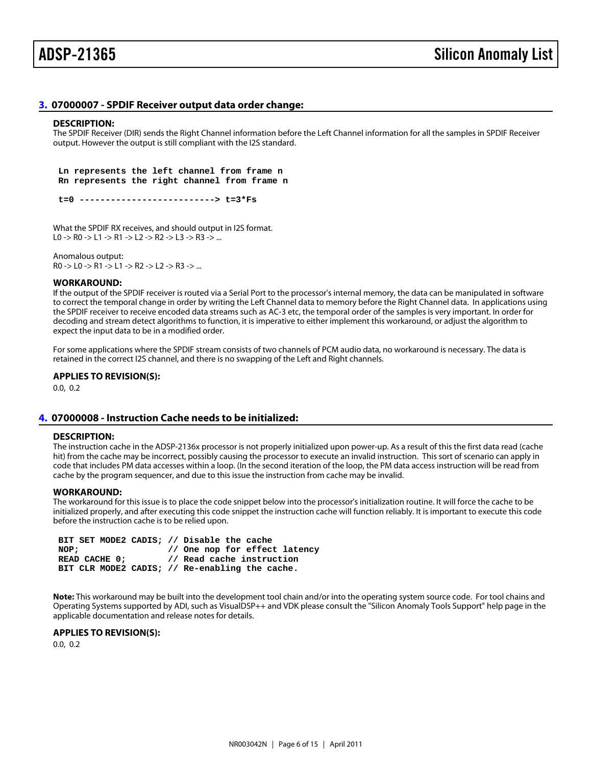## 3. 07000007 - SPDIF Receiver output data order change:

### DESCRIPTION:

The SPDIF Receiver (DIR) sends the Right Channel information before the Left Channel information for all the samples in SPDIF Receiver output. However the output is still compliant with the I2S standard.

```
Ln represents the left channel from frame n
Rn represents the right channel from frame n

t=0 --------------------------> t=3*Fs
```

What the SPDIF RX receives, and should output in I2S format.
L0 -> R0 -> L1 -> R1 -> L2 -> R2 -> L3 -> R3 -> ...

Anomalous output:
R0 -> L0 -> R1 -> L1 -> R2 -> L2 -> R3 -> ...

### WORKAROUND:

If the output of the SPDIF receiver is routed via a Serial Port to the processor's internal memory, the data can be manipulated in software to correct the temporal change in order by writing the Left Channel data to memory before the Right Channel data. In applications using the SPDIF receiver to receive encoded data streams such as AC-3 etc, the temporal order of the samples is very important. In order for decoding and stream detect algorithms to function, it is imperative to either implement this workaround, or adjust the algorithm to expect the input data to be in a modified order.

For some applications where the SPDIF stream consists of two channels of PCM audio data, no workaround is necessary. The data is retained in the correct I2S channel, and there is no swapping of the Left and Right channels.

### APPLIES TO REVISION(S):

0.0, 0.2

## 4. 07000008 - Instruction Cache needs to be initialized:

### DESCRIPTION:

The instruction cache in the ADSP-2136x processor is not properly initialized upon power-up. As a result of this the first data read (cache hit) from the cache may be incorrect, possibly causing the processor to execute an invalid instruction. This sort of scenario can apply in code that includes PM data accesses within a loop. (In the second iteration of the loop, the PM data access instruction will be read from cache by the program sequencer, and due to this issue the instruction from cache may be invalid.

### WORKAROUND:

The workaround for this issue is to place the code snippet below into the processor's initialization routine. It will force the cache to be initialized properly, and after executing this code snippet the instruction cache will function reliably. It is important to execute this code before the instruction cache is to be relied upon.

```
BIT SET MODE2 CADIS; // Disable the cache
NOP;                 // One nop for effect latency
READ CACHE 0;        // Read cache instruction
BIT CLR MODE2 CADIS; // Re-enabling the cache.
```

**Note:** This workaround may be built into the development tool chain and/or into the operating system source code. For tool chains and Operating Systems supported by ADI, such as VisualDSP++ and VDK please consult the "Silicon Anomaly Tools Support" help page in the applicable documentation and release notes for details.

### APPLIES TO REVISION(S):

0.0, 0.2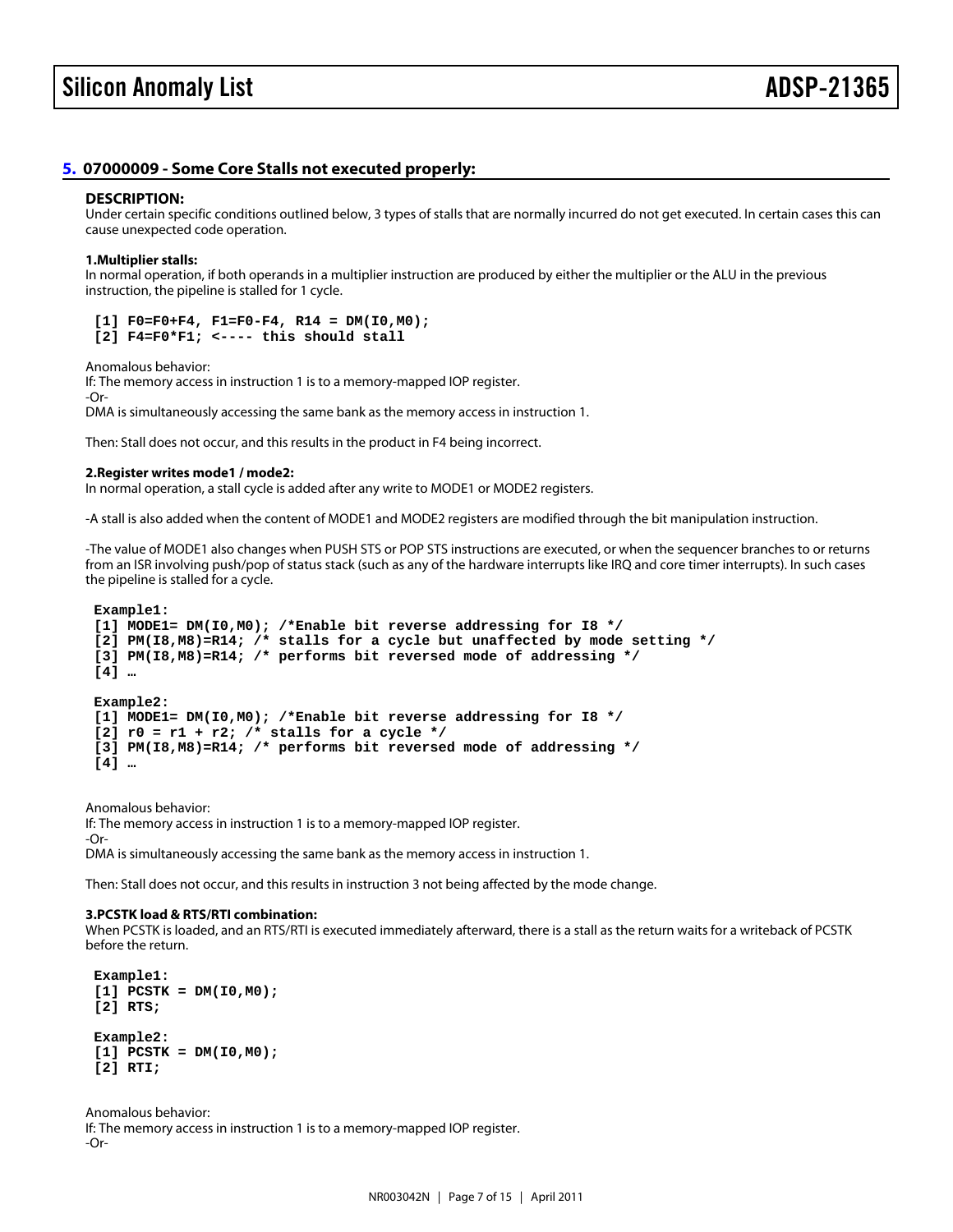## 5. 07000009 - Some Core Stalls not executed properly:

**DESCRIPTION:**

Under certain specific conditions outlined below, 3 types of stalls that are normally incurred do not get executed. In certain cases this can cause unexpected code operation.

**1.Multiplier stalls:**

In normal operation, if both operands in a multiplier instruction are produced by either the multiplier or the ALU in the previous instruction, the pipeline is stalled for 1 cycle.

```
[1] F0=F0+F4, F1=F0-F4, R14 = DM(I0,M0);
[2] F4=F0*F1; <---- this should stall
```

Anomalous behavior:

If: The memory access in instruction 1 is to a memory-mapped IOP register.

-Or-

DMA is simultaneously accessing the same bank as the memory access in instruction 1.

Then: Stall does not occur, and this results in the product in F4 being incorrect.

**2.Register writes mode1 / mode2:**

In normal operation, a stall cycle is added after any write to MODE1 or MODE2 registers.

-A stall is also added when the content of MODE1 and MODE2 registers are modified through the bit manipulation instruction.

-The value of MODE1 also changes when PUSH STS or POP STS instructions are executed, or when the sequencer branches to or returns from an ISR involving push/pop of status stack (such as any of the hardware interrupts like IRQ and core timer interrupts). In such cases the pipeline is stalled for a cycle.

```
Example1:
[1] MODE1= DM(I0,M0); /*Enable bit reverse addressing for I8 */
[2] PM(I8,M8)=R14; /* stalls for a cycle but unaffected by mode setting */
[3] PM(I8,M8)=R14; /* performs bit reversed mode of addressing */
[4] …

Example2:
[1] MODE1= DM(I0,M0); /*Enable bit reverse addressing for I8 */
[2] r0 = r1 + r2; /* stalls for a cycle */
[3] PM(I8,M8)=R14; /* performs bit reversed mode of addressing */
[4] …
```

Anomalous behavior:

If: The memory access in instruction 1 is to a memory-mapped IOP register.

-Or-

DMA is simultaneously accessing the same bank as the memory access in instruction 1.

Then: Stall does not occur, and this results in instruction 3 not being affected by the mode change.

**3.PCSTK load & RTS/RTI combination:**

When PCSTK is loaded, and an RTS/RTI is executed immediately afterward, there is a stall as the return waits for a writeback of PCSTK before the return.

```
Example1:
[1] PCSTK = DM(I0,M0);
[2] RTS;

Example2:
[1] PCSTK = DM(I0,M0);
[2] RTI;
```

Anomalous behavior:

If: The memory access in instruction 1 is to a memory-mapped IOP register.

-Or-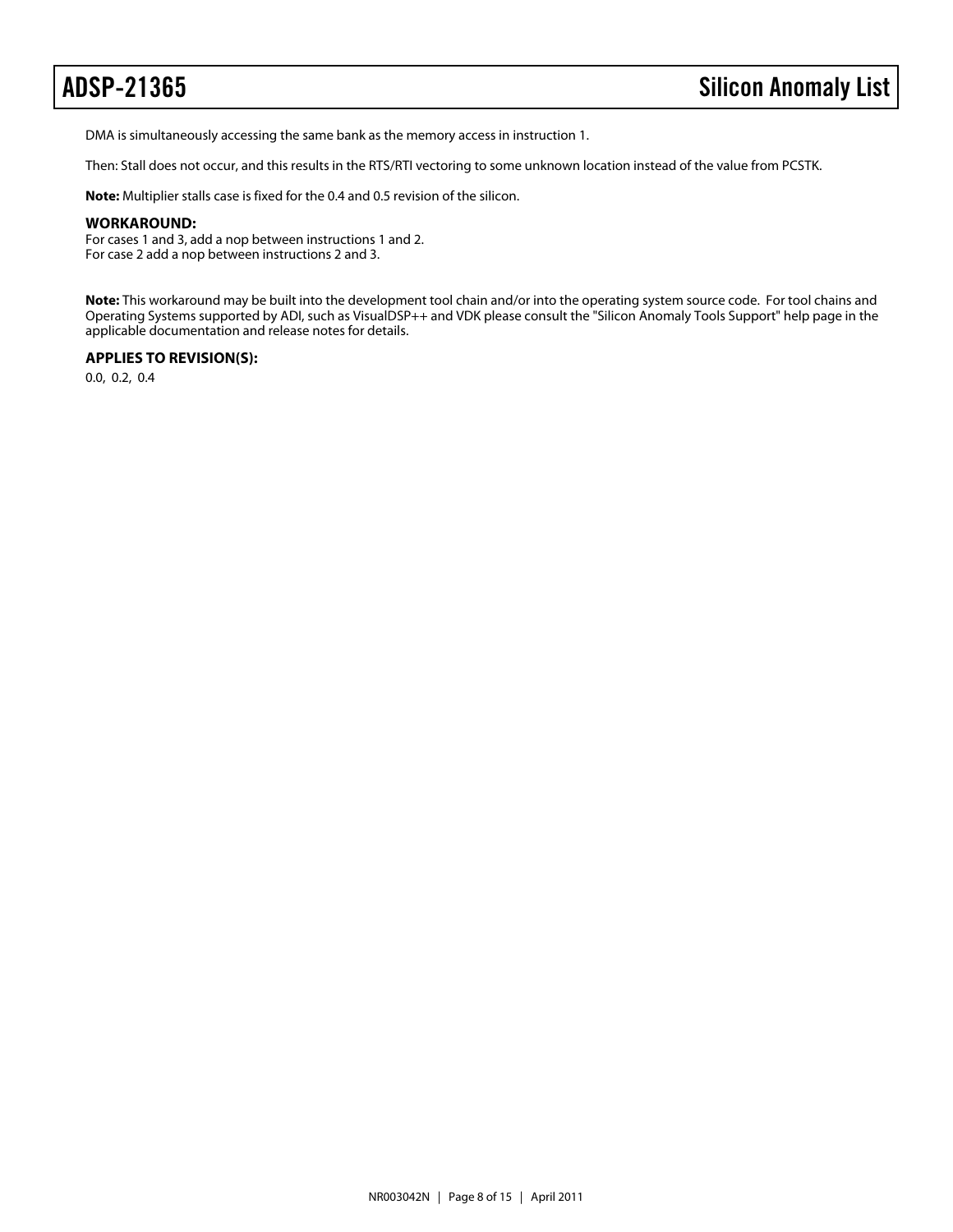DMA is simultaneously accessing the same bank as the memory access in instruction 1.

Then: Stall does not occur, and this results in the RTS/RTI vectoring to some unknown location instead of the value from PCSTK.

**Note:** Multiplier stalls case is fixed for the 0.4 and 0.5 revision of the silicon.

### WORKAROUND:

For cases 1 and 3, add a nop between instructions 1 and 2.
For case 2 add a nop between instructions 2 and 3.

**Note:** This workaround may be built into the development tool chain and/or into the operating system source code. For tool chains and Operating Systems supported by ADI, such as VisualDSP++ and VDK please consult the "Silicon Anomaly Tools Support" help page in the applicable documentation and release notes for details.

### APPLIES TO REVISION(S):

0.0, 0.2, 0.4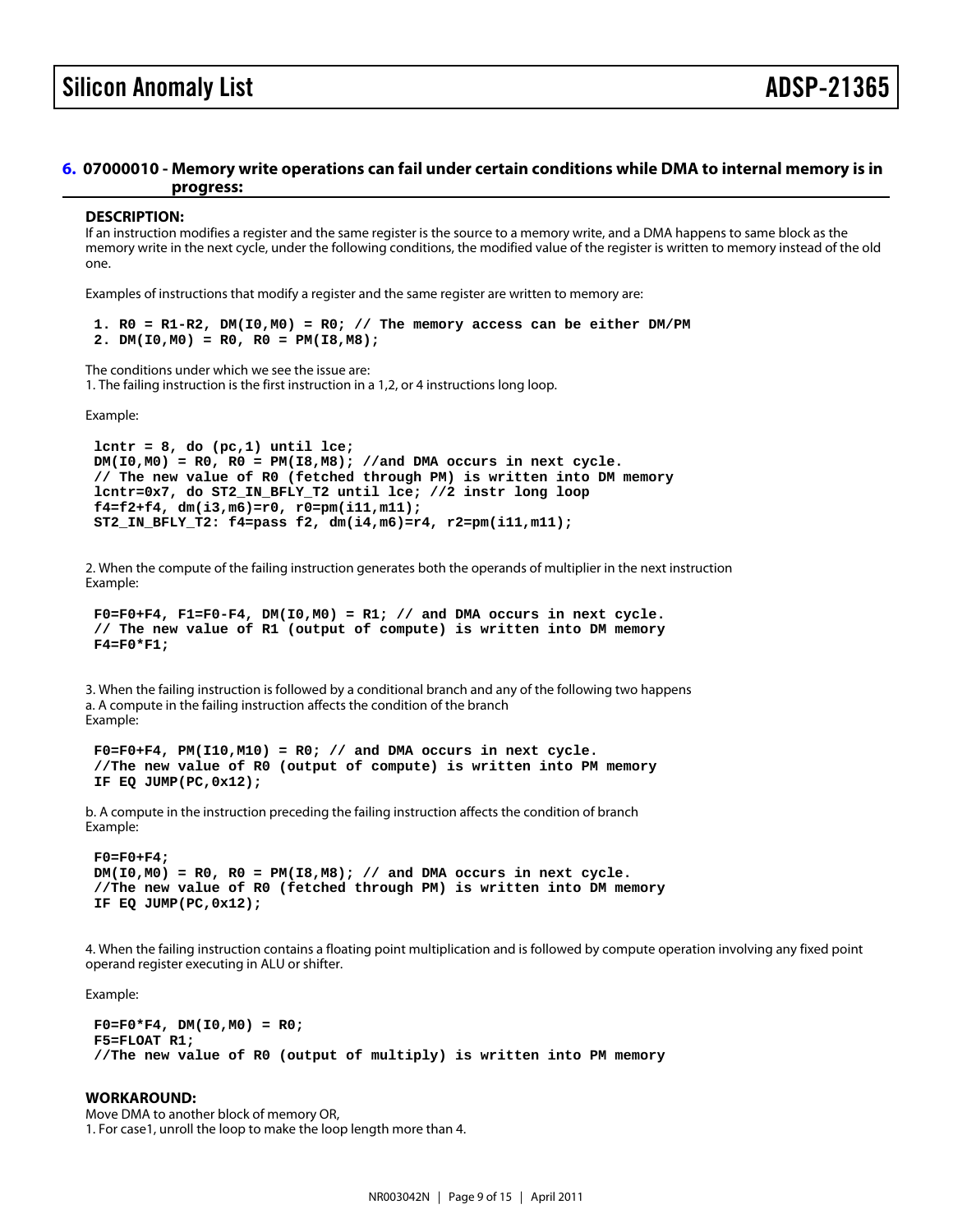## 6. 07000010 - Memory write operations can fail under certain conditions while DMA to internal memory is in progress:

### DESCRIPTION:

If an instruction modifies a register and the same register is the source to a memory write, and a DMA happens to same block as the memory write in the next cycle, under the following conditions, the modified value of the register is written to memory instead of the old one.

Examples of instructions that modify a register and the same register are written to memory are:

```
1. R0 = R1-R2, DM(I0,M0) = R0; // The memory access can be either DM/PM
2. DM(I0,M0) = R0, R0 = PM(I8,M8);
```

The conditions under which we see the issue are:
1. The failing instruction is the first instruction in a 1,2, or 4 instructions long loop.

Example:

```
lcntr = 8, do (pc,1) until lce;
DM(I0,M0) = R0, R0 = PM(I8,M8); //and DMA occurs in next cycle.
// The new value of R0 (fetched through PM) is written into DM memory
lcntr=0x7, do ST2_IN_BFLY_T2 until lce; //2 instr long loop
f4=f2+f4, dm(i3,m6)=r0, r0=pm(i11,m11);
ST2_IN_BFLY_T2: f4=pass f2, dm(i4,m6)=r4, r2=pm(i11,m11);
```

2. When the compute of the failing instruction generates both the operands of multiplier in the next instruction
Example:

```
F0=F0+F4, F1=F0-F4, DM(I0,M0) = R1; // and DMA occurs in next cycle.
// The new value of R1 (output of compute) is written into DM memory
F4=F0*F1;
```

3. When the failing instruction is followed by a conditional branch and any of the following two happens
a. A compute in the failing instruction affects the condition of the branch
Example:

```
F0=F0+F4, PM(I10,M10) = R0; // and DMA occurs in next cycle.
//The new value of R0 (output of compute) is written into PM memory
IF EQ JUMP(PC,0x12);
```

b. A compute in the instruction preceding the failing instruction affects the condition of branch
Example:

```
F0=F0+F4;
DM(I0,M0) = R0, R0 = PM(I8,M8); // and DMA occurs in next cycle.
//The new value of R0 (fetched through PM) is written into DM memory
IF EQ JUMP(PC,0x12);
```

4. When the failing instruction contains a floating point multiplication and is followed by compute operation involving any fixed point operand register executing in ALU or shifter.

Example:

```
F0=F0*F4, DM(I0,M0) = R0;
F5=FLOAT R1;
//The new value of R0 (output of multiply) is written into PM memory
```

### WORKAROUND:

Move DMA to another block of memory OR,
1. For case1, unroll the loop to make the loop length more than 4.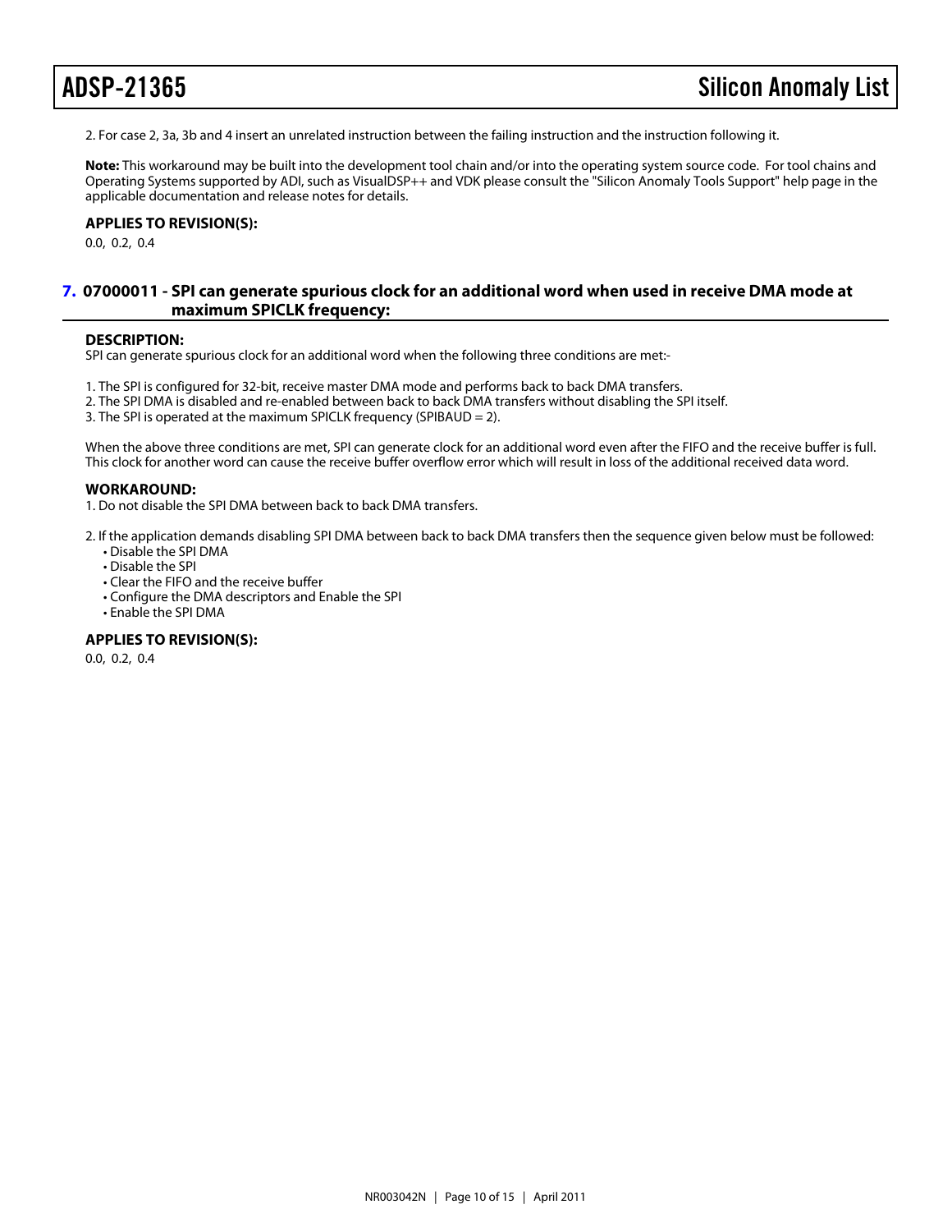2. For case 2, 3a, 3b and 4 insert an unrelated instruction between the failing instruction and the instruction following it.

**Note:** This workaround may be built into the development tool chain and/or into the operating system source code. For tool chains and Operating Systems supported by ADI, such as VisualDSP++ and VDK please consult the "Silicon Anomaly Tools Support" help page in the applicable documentation and release notes for details.

**APPLIES TO REVISION(S):**

0.0, 0.2, 0.4

## 7. 07000011 - SPI can generate spurious clock for an additional word when used in receive DMA mode at maximum SPICLK frequency:

**DESCRIPTION:**

SPI can generate spurious clock for an additional word when the following three conditions are met:-

1. The SPI is configured for 32-bit, receive master DMA mode and performs back to back DMA transfers.
2. The SPI DMA is disabled and re-enabled between back to back DMA transfers without disabling the SPI itself.
3. The SPI is operated at the maximum SPICLK frequency (SPIBAUD = 2).

When the above three conditions are met, SPI can generate clock for an additional word even after the FIFO and the receive buffer is full. This clock for another word can cause the receive buffer overflow error which will result in loss of the additional received data word.

**WORKAROUND:**

1. Do not disable the SPI DMA between back to back DMA transfers.

2. If the application demands disabling SPI DMA between back to back DMA transfers then the sequence given below must be followed:
   - Disable the SPI DMA
   - Disable the SPI
   - Clear the FIFO and the receive buffer
   - Configure the DMA descriptors and Enable the SPI
   - Enable the SPI DMA

**APPLIES TO REVISION(S):**

0.0, 0.2, 0.4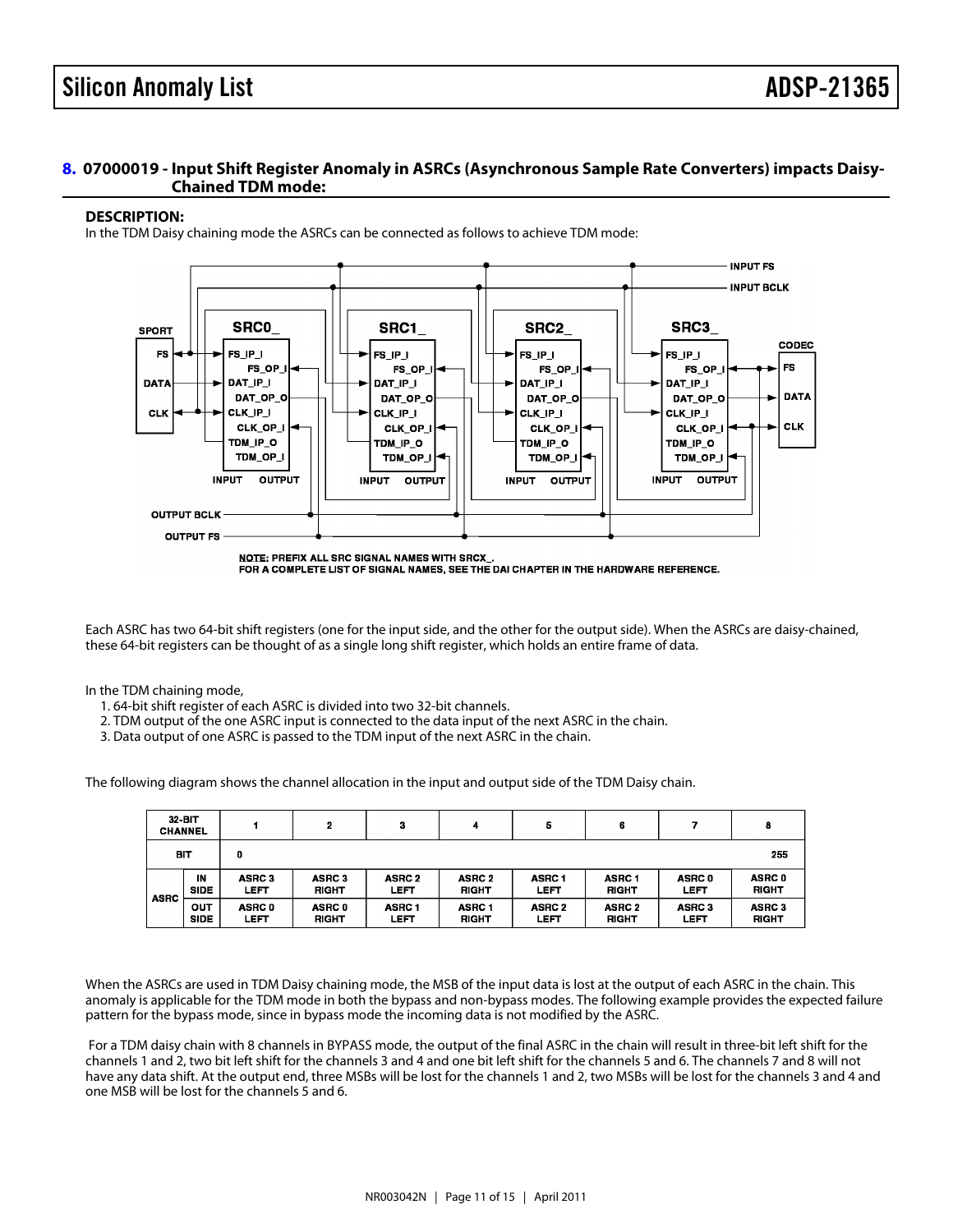## 8. 07000019 - Input Shift Register Anomaly in ASRCs (Asynchronous Sample Rate Converters) impacts Daisy-Chained TDM mode:

### DESCRIPTION:

In the TDM Daisy chaining mode the ASRCs can be connected as follows to achieve TDM mode:

NOTE: PREFIX ALL SRC SIGNAL NAMES WITH SRCX_.
FOR A COMPLETE LIST OF SIGNAL NAMES, SEE THE DAI CHAPTER IN THE HARDWARE REFERENCE.

Each ASRC has two 64-bit shift registers (one for the input side, and the other for the output side). When the ASRCs are daisy-chained, these 64-bit registers can be thought of as a single long shift register, which holds an entire frame of data.

In the TDM chaining mode,

1. 64-bit shift register of each ASRC is divided into two 32-bit channels.
2. TDM output of the one ASRC input is connected to the data input of the next ASRC in the chain.
3. Data output of one ASRC is passed to the TDM input of the next ASRC in the chain.

The following diagram shows the channel allocation in the input and output side of the TDM Daisy chain.

| 32-BIT CHANNEL | | 1 | 2 | 3 | 4 | 5 | 6 | 7 | 8 |
|---|---|---|---|---|---|---|---|---|---|
| BIT | | 0 | | | | | | | 255 |
| ASRC | IN SIDE | ASRC 3 LEFT | ASRC 3 RIGHT | ASRC 2 LEFT | ASRC 2 RIGHT | ASRC 1 LEFT | ASRC 1 RIGHT | ASRC 0 LEFT | ASRC 0 RIGHT |
| | OUT SIDE | ASRC 0 LEFT | ASRC 0 RIGHT | ASRC 1 LEFT | ASRC 1 RIGHT | ASRC 2 LEFT | ASRC 2 RIGHT | ASRC 3 LEFT | ASRC 3 RIGHT |

When the ASRCs are used in TDM Daisy chaining mode, the MSB of the input data is lost at the output of each ASRC in the chain. This anomaly is applicable for the TDM mode in both the bypass and non-bypass modes. The following example provides the expected failure pattern for the bypass mode, since in bypass mode the incoming data is not modified by the ASRC.

For a TDM daisy chain with 8 channels in BYPASS mode, the output of the final ASRC in the chain will result in three-bit left shift for the channels 1 and 2, two bit left shift for the channels 3 and 4 and one bit left shift for the channels 5 and 6. The channels 7 and 8 will not have any data shift. At the output end, three MSBs will be lost for the channels 1 and 2, two MSBs will be lost for the channels 3 and 4 and one MSB will be lost for the channels 5 and 6.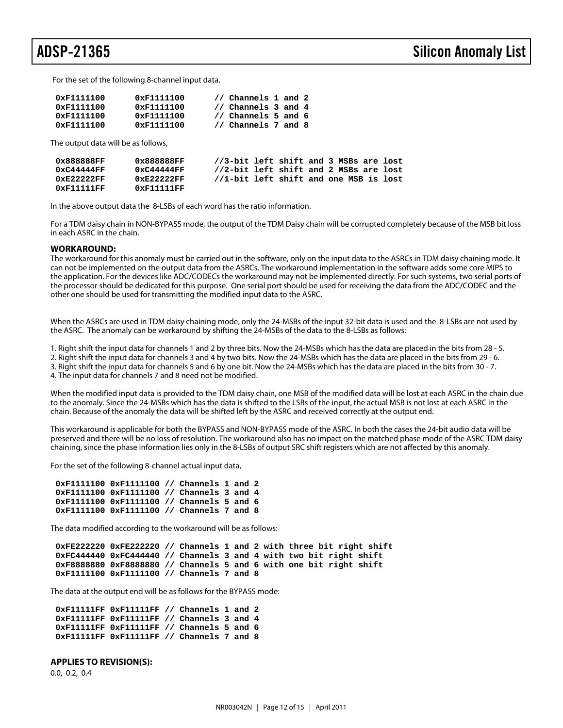For the set of the following 8-channel input data,

```
0xF1111100      0xF1111100      // Channels 1 and 2
0xF1111100      0xF1111100      // Channels 3 and 4
0xF1111100      0xF1111100      // Channels 5 and 6
0xF1111100      0xF1111100      // Channels 7 and 8
```

The output data will be as follows,

```
0x888888FF      0x888888FF      //3-bit left shift and 3 MSBs are lost
0xC44444FF      0xC44444FF      //2-bit left shift and 2 MSBs are lost
0xE22222FF      0xE22222FF      //1-bit left shift and one MSB is lost
0xF11111FF      0xF11111FF
```

In the above output data the 8-LSBs of each word has the ratio information.

For a TDM daisy chain in NON-BYPASS mode, the output of the TDM Daisy chain will be corrupted completely because of the MSB bit loss in each ASRC in the chain.

**WORKAROUND:**

The workaround for this anomaly must be carried out in the software, only on the input data to the ASRCs in TDM daisy chaining mode. It can not be implemented on the output data from the ASRCs. The workaround implementation in the software adds some core MIPS to the application. For the devices like ADC/CODECs the workaround may not be implemented directly. For such systems, two serial ports of the processor should be dedicated for this purpose. One serial port should be used for receiving the data from the ADC/CODEC and the other one should be used for transmitting the modified input data to the ASRC.

When the ASRCs are used in TDM daisy chaining mode, only the 24-MSBs of the input 32-bit data is used and the 8-LSBs are not used by the ASRC. The anomaly can be workaround by shifting the 24-MSBs of the data to the 8-LSBs as follows:

1. Right shift the input data for channels 1 and 2 by three bits. Now the 24-MSBs which has the data are placed in the bits from 28 - 5.
2. Right shift the input data for channels 3 and 4 by two bits. Now the 24-MSBs which has the data are placed in the bits from 29 - 6.
3. Right shift the input data for channels 5 and 6 by one bit. Now the 24-MSBs which has the data are placed in the bits from 30 - 7.
4. The input data for channels 7 and 8 need not be modified.

When the modified input data is provided to the TDM daisy chain, one MSB of the modified data will be lost at each ASRC in the chain due to the anomaly. Since the 24-MSBs which has the data is shifted to the LSBs of the input, the actual MSB is not lost at each ASRC in the chain. Because of the anomaly the data will be shifted left by the ASRC and received correctly at the output end.

This workaround is applicable for both the BYPASS and NON-BYPASS mode of the ASRC. In both the cases the 24-bit audio data will be preserved and there will be no loss of resolution. The workaround also has no impact on the matched phase mode of the ASRC TDM daisy chaining, since the phase information lies only in the 8-LSBs of output SRC shift registers which are not affected by this anomaly.

For the set of the following 8-channel actual input data,

```
0xF1111100 0xF1111100 // Channels 1 and 2
0xF1111100 0xF1111100 // Channels 3 and 4
0xF1111100 0xF1111100 // Channels 5 and 6
0xF1111100 0xF1111100 // Channels 7 and 8
```

The data modified according to the workaround will be as follows:

```
0xFE222220 0xFE222220 // Channels 1 and 2 with three bit right shift
0xFC444440 0xFC444440 // Channels 3 and 4 with two bit right shift
0xF8888880 0xF8888880 // Channels 5 and 6 with one bit right shift
0xF1111100 0xF1111100 // Channels 7 and 8
```

The data at the output end will be as follows for the BYPASS mode:

```
0xF11111FF 0xF11111FF // Channels 1 and 2
0xF11111FF 0xF11111FF // Channels 3 and 4
0xF11111FF 0xF11111FF // Channels 5 and 6
0xF11111FF 0xF11111FF // Channels 7 and 8
```

**APPLIES TO REVISION(S):**

0.0, 0.2, 0.4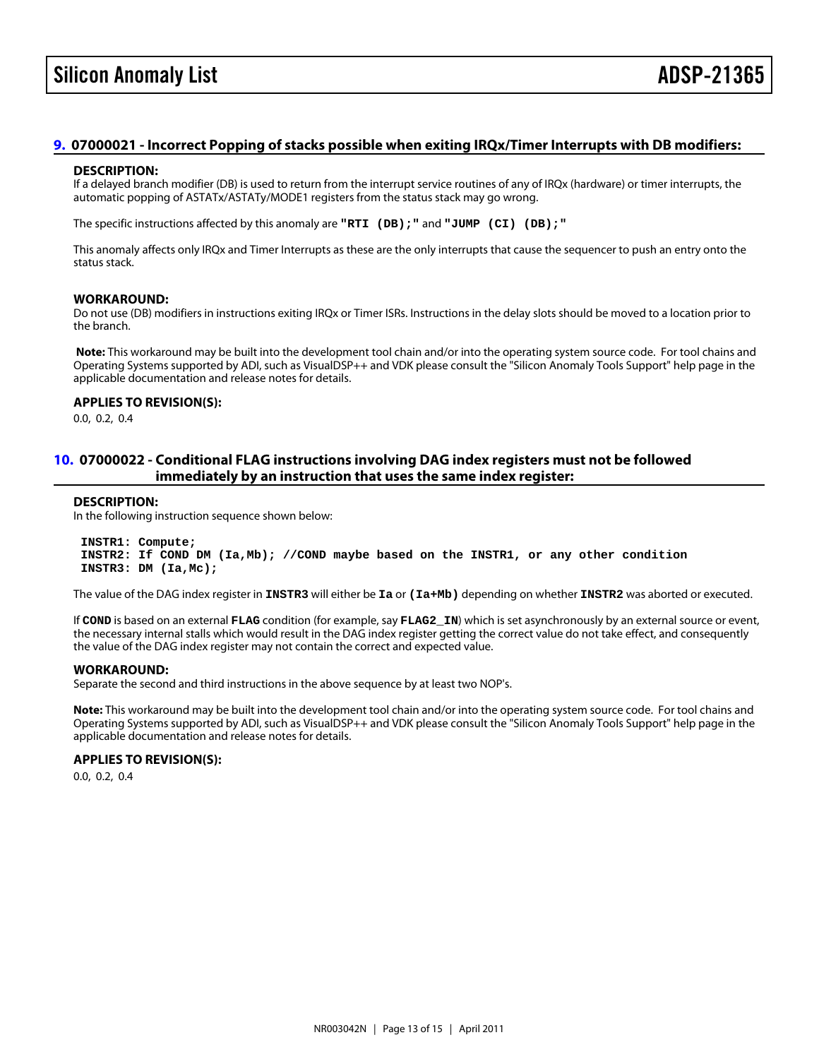## 9. 07000021 - Incorrect Popping of stacks possible when exiting IRQx/Timer Interrupts with DB modifiers:

### DESCRIPTION:

If a delayed branch modifier (DB) is used to return from the interrupt service routines of any of IRQx (hardware) or timer interrupts, the automatic popping of ASTATx/ASTATy/MODE1 registers from the status stack may go wrong.

The specific instructions affected by this anomaly are **"RTI (DB);"** and **"JUMP (CI) (DB);"**

This anomaly affects only IRQx and Timer Interrupts as these are the only interrupts that cause the sequencer to push an entry onto the status stack.

### WORKAROUND:

Do not use (DB) modifiers in instructions exiting IRQx or Timer ISRs. Instructions in the delay slots should be moved to a location prior to the branch.

**Note:** This workaround may be built into the development tool chain and/or into the operating system source code. For tool chains and Operating Systems supported by ADI, such as VisualDSP++ and VDK please consult the "Silicon Anomaly Tools Support" help page in the applicable documentation and release notes for details.

### APPLIES TO REVISION(S):

0.0, 0.2, 0.4

## 10. 07000022 - Conditional FLAG instructions involving DAG index registers must not be followed immediately by an instruction that uses the same index register:

### DESCRIPTION:

In the following instruction sequence shown below:

```
INSTR1: Compute;
INSTR2: If COND DM (Ia,Mb); //COND maybe based on the INSTR1, or any other condition
INSTR3: DM (Ia,Mc);
```

The value of the DAG index register in **INSTR3** will either be **Ia** or **(Ia+Mb)** depending on whether **INSTR2** was aborted or executed.

If **COND** is based on an external **FLAG** condition (for example, say **FLAG2_IN**) which is set asynchronously by an external source or event, the necessary internal stalls which would result in the DAG index register getting the correct value do not take effect, and consequently the value of the DAG index register may not contain the correct and expected value.

### WORKAROUND:

Separate the second and third instructions in the above sequence by at least two NOP's.

**Note:** This workaround may be built into the development tool chain and/or into the operating system source code. For tool chains and Operating Systems supported by ADI, such as VisualDSP++ and VDK please consult the "Silicon Anomaly Tools Support" help page in the applicable documentation and release notes for details.

### APPLIES TO REVISION(S):

0.0, 0.2, 0.4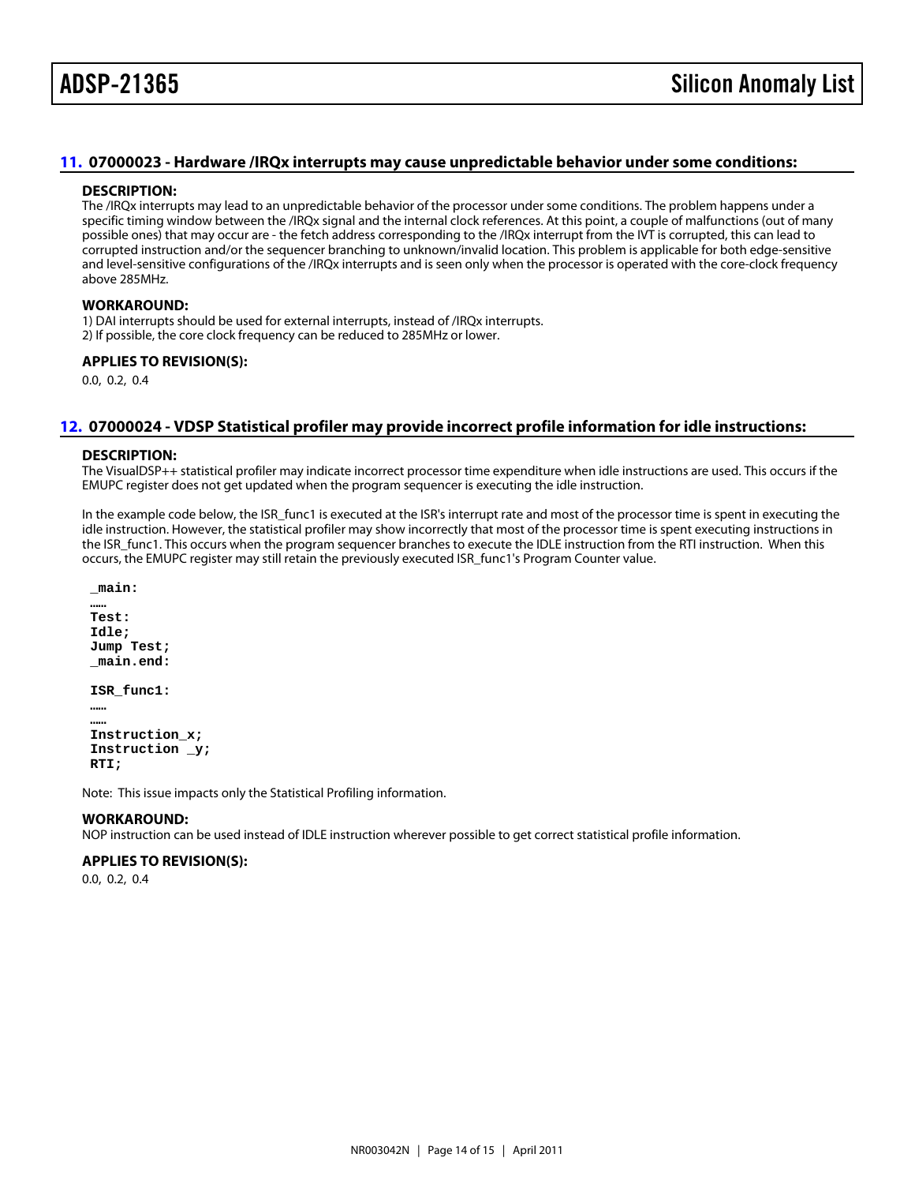## 11. 07000023 - Hardware /IRQx interrupts may cause unpredictable behavior under some conditions:

**DESCRIPTION:**

The /IRQx interrupts may lead to an unpredictable behavior of the processor under some conditions. The problem happens under a specific timing window between the /IRQx signal and the internal clock references. At this point, a couple of malfunctions (out of many possible ones) that may occur are - the fetch address corresponding to the /IRQx interrupt from the IVT is corrupted, this can lead to corrupted instruction and/or the sequencer branching to unknown/invalid location. This problem is applicable for both edge-sensitive and level-sensitive configurations of the /IRQx interrupts and is seen only when the processor is operated with the core-clock frequency above 285MHz.

**WORKAROUND:**

1) DAI interrupts should be used for external interrupts, instead of /IRQx interrupts.
2) If possible, the core clock frequency can be reduced to 285MHz or lower.

**APPLIES TO REVISION(S):**

0.0, 0.2, 0.4

## 12. 07000024 - VDSP Statistical profiler may provide incorrect profile information for idle instructions:

**DESCRIPTION:**

The VisualDSP++ statistical profiler may indicate incorrect processor time expenditure when idle instructions are used. This occurs if the EMUPC register does not get updated when the program sequencer is executing the idle instruction.

In the example code below, the ISR_func1 is executed at the ISR's interrupt rate and most of the processor time is spent in executing the idle instruction. However, the statistical profiler may show incorrectly that most of the processor time is spent executing instructions in the ISR_func1. This occurs when the program sequencer branches to execute the IDLE instruction from the RTI instruction. When this occurs, the EMUPC register may still retain the previously executed ISR_func1's Program Counter value.

```
_main:
……
Test:
Idle;
Jump Test;
_main.end:

ISR_func1:
……
……
Instruction_x;
Instruction _y;
RTI;
```

Note: This issue impacts only the Statistical Profiling information.

**WORKAROUND:**

NOP instruction can be used instead of IDLE instruction wherever possible to get correct statistical profile information.

**APPLIES TO REVISION(S):**

0.0, 0.2, 0.4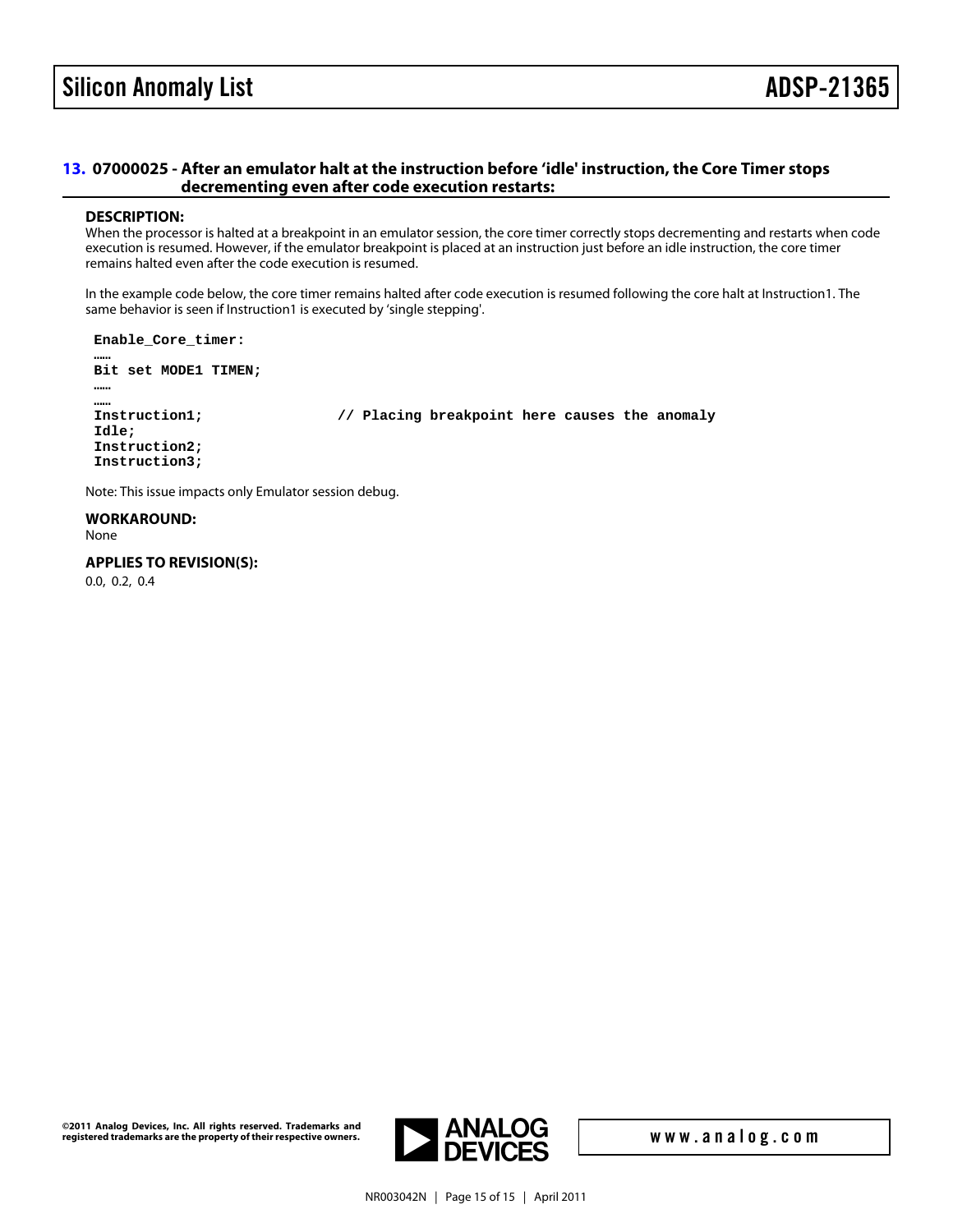### 13. 07000025 - After an emulator halt at the instruction before 'idle' instruction, the Core Timer stops decrementing even after code execution restarts:

**DESCRIPTION:**

When the processor is halted at a breakpoint in an emulator session, the core timer correctly stops decrementing and restarts when code execution is resumed. However, if the emulator breakpoint is placed at an instruction just before an idle instruction, the core timer remains halted even after the code execution is resumed.

In the example code below, the core timer remains halted after code execution is resumed following the core halt at Instruction1. The same behavior is seen if Instruction1 is executed by 'single stepping'.

```
Enable_Core_timer:
……
Bit set MODE1 TIMEN;
……
……
Instruction1;                // Placing breakpoint here causes the anomaly
Idle;
Instruction2;
Instruction3;
```

Note: This issue impacts only Emulator session debug.

**WORKAROUND:**

None

**APPLIES TO REVISION(S):**

0.0, 0.2, 0.4

©2011 Analog Devices, Inc. All rights reserved. Trademarks and registered trademarks are the property of their respective owners.

NR003042N